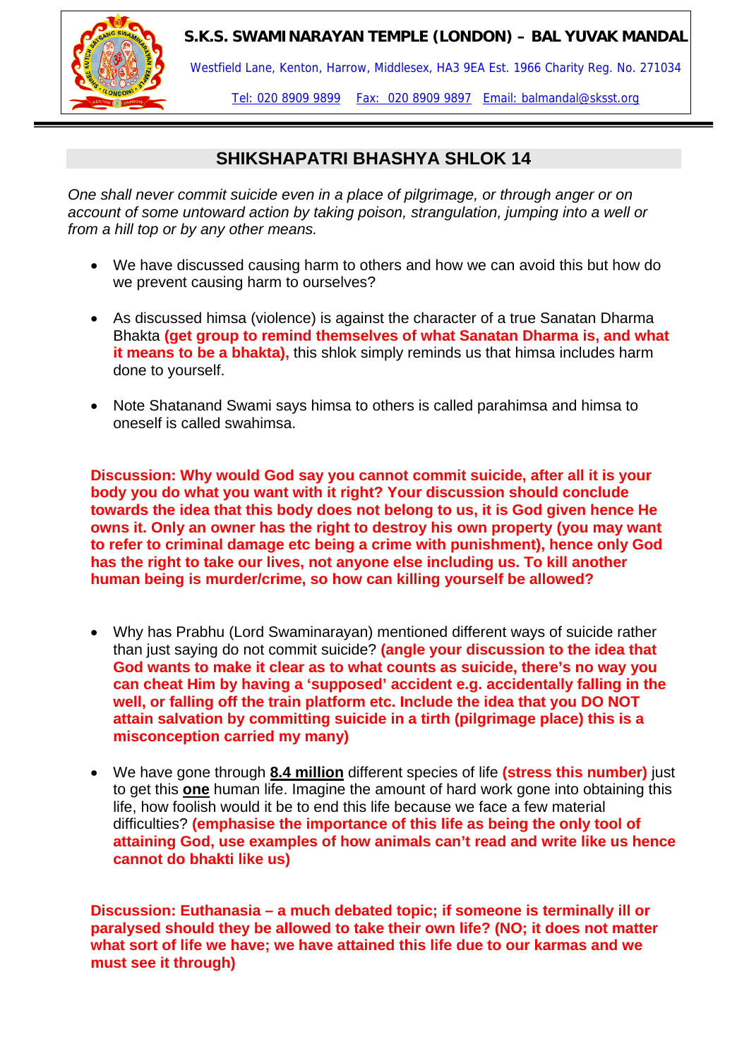**S.K.S. SWAMINARAYAN TEMPLE (LONDON) – BAL YUVAK MANDAL**

Westfield Lane, Kenton, Harrow, Middlesex, HA3 9EA Est. 1966 Charity Reg. No. 271034

Tel: 020 8909 9899 Fax: 020 8909 9897 Email: balmandal@sksst.org

## SHIKSHAPATRI BHASHYA SHLOK 14

*One shall never commit suicide even in a place of pilgrimage, or through anger or on account of some untoward action by taking poison, strangulation, jumping into a well or from a hill top or by any other means.*

- We have discussed causing harm to others and how we can avoid this but how do we prevent causing harm to ourselves?
- As discussed himsa (violence) is against the character of a true Sanatan Dharma Bhakta **(get group to remind themselves of what Sanatan Dharma is, and what it means to be a bhakta),** this shlok simply reminds us that himsa includes harm done to yourself.
- Note Shatanand Swami says himsa to others is called parahimsa and himsa to oneself is called swahimsa.

**Discussion: Why would God say you cannot commit suicide, after all it is your body you do what you want with it right? Your discussion should conclude towards the idea that this body does not belong to us, it is God given hence He owns it. Only an owner has the right to destroy his own property (you may want to refer to criminal damage etc being a crime with punishment), hence only God has the right to take our lives, not anyone else including us. To kill another human being is murder/crime, so how can killing yourself be allowed?**

- Why has Prabhu (Lord Swaminarayan) mentioned different ways of suicide rather than just saying do not commit suicide? **(angle your discussion to the idea that God wants to make it clear as to what counts as suicide, there's no way you can cheat Him by having a 'supposed' accident e.g. accidentally falling in the well, or falling off the train platform etc. Include the idea that you DO NOT attain salvation by committing suicide in a tirth (pilgrimage place) this is a misconception carried my many)**
- We have gone through **<u>8.4 million</u>** different species of life **(stress this number)** just to get this **<u>one</u>** human life. Imagine the amount of hard work gone into obtaining this life, how foolish would it be to end this life because we face a few material difficulties? **(emphasise the importance of this life as being the only tool of attaining God, use examples of how animals can't read and write like us hence cannot do bhakti like us)**

**Discussion: Euthanasia – a much debated topic; if someone is terminally ill or paralysed should they be allowed to take their own life? (NO; it does not matter what sort of life we have; we have attained this life due to our karmas and we must see it through)**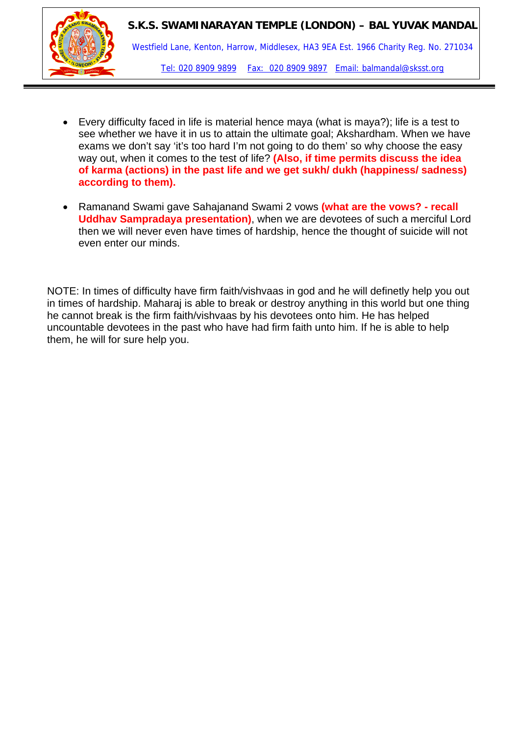- Every difficulty faced in life is material hence maya (what is maya?); life is a test to see whether we have it in us to attain the ultimate goal; Akshardham. When we have exams we don't say 'it's too hard I'm not going to do them' so why choose the easy way out, when it comes to the test of life? **(Also, if time permits discuss the idea of karma (actions) in the past life and we get sukh/ dukh (happiness/ sadness) according to them).**

- Ramanand Swami gave Sahajanand Swami 2 vows **(what are the vows? - recall Uddhav Sampradaya presentation)**, when we are devotees of such a merciful Lord then we will never even have times of hardship, hence the thought of suicide will not even enter our minds.

NOTE: In times of difficulty have firm faith/vishvaas in god and he will definetly help you out in times of hardship. Maharaj is able to break or destroy anything in this world but one thing he cannot break is the firm faith/vishvaas by his devotees onto him. He has helped uncountable devotees in the past who have had firm faith unto him. If he is able to help them, he will for sure help you.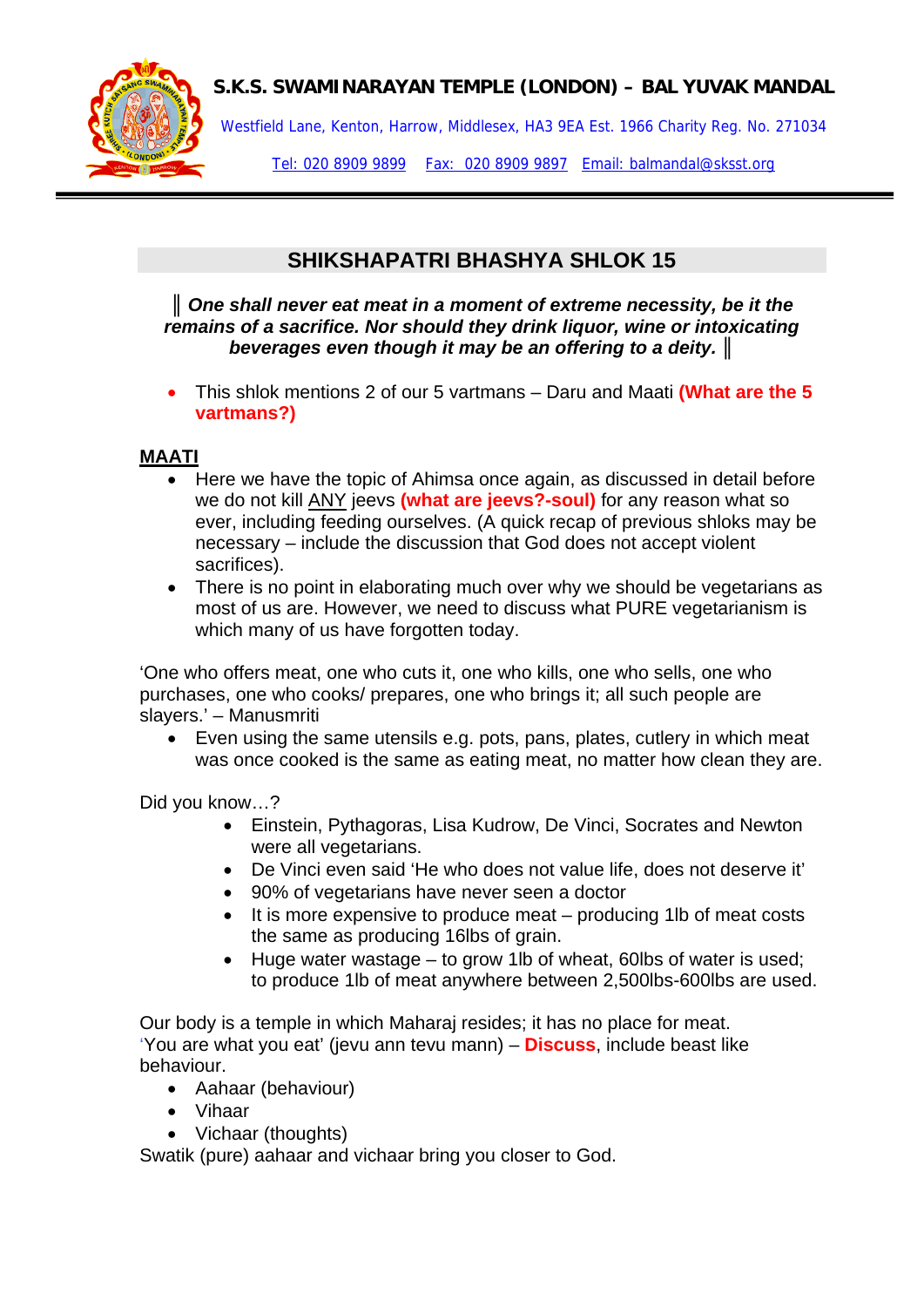**S.K.S. SWAMINARAYAN TEMPLE (LONDON) – BAL YUVAK MANDAL**

Westfield Lane, Kenton, Harrow, Middlesex, HA3 9EA Est. 1966 Charity Reg. No. 271034

Tel: 020 8909 9899 Fax: 020 8909 9897 Email: balmandal@sksst.org

## SHIKSHAPATRI BHASHYA SHLOK 15

***║ One shall never eat meat in a moment of extreme necessity, be it the remains of a sacrifice. Nor should they drink liquor, wine or intoxicating beverages even though it may be an offering to a deity. ║***

- This shlok mentions 2 of our 5 vartmans – Daru and Maati **(What are the 5 vartmans?)**

**MAATI**

- Here we have the topic of Ahimsa once again, as discussed in detail before we do not kill ANY jeevs **(what are jeevs?-soul)** for any reason what so ever, including feeding ourselves. (A quick recap of previous shloks may be necessary – include the discussion that God does not accept violent sacrifices).
- There is no point in elaborating much over why we should be vegetarians as most of us are. However, we need to discuss what PURE vegetarianism is which many of us have forgotten today.

'One who offers meat, one who cuts it, one who kills, one who sells, one who purchases, one who cooks/ prepares, one who brings it; all such people are slayers.' – Manusmriti

- Even using the same utensils e.g. pots, pans, plates, cutlery in which meat was once cooked is the same as eating meat, no matter how clean they are.

Did you know…?

- Einstein, Pythagoras, Lisa Kudrow, De Vinci, Socrates and Newton were all vegetarians.
- De Vinci even said 'He who does not value life, does not deserve it'
- 90% of vegetarians have never seen a doctor
- It is more expensive to produce meat – producing 1lb of meat costs the same as producing 16lbs of grain.
- Huge water wastage – to grow 1lb of wheat, 60lbs of water is used; to produce 1lb of meat anywhere between 2,500lbs-600lbs are used.

Our body is a temple in which Maharaj resides; it has no place for meat.
'You are what you eat' (jevu ann tevu mann) – **Discuss**, include beast like behaviour.

- Aahaar (behaviour)
- Vihaar
- Vichaar (thoughts)

Swatik (pure) aahaar and vichaar bring you closer to God.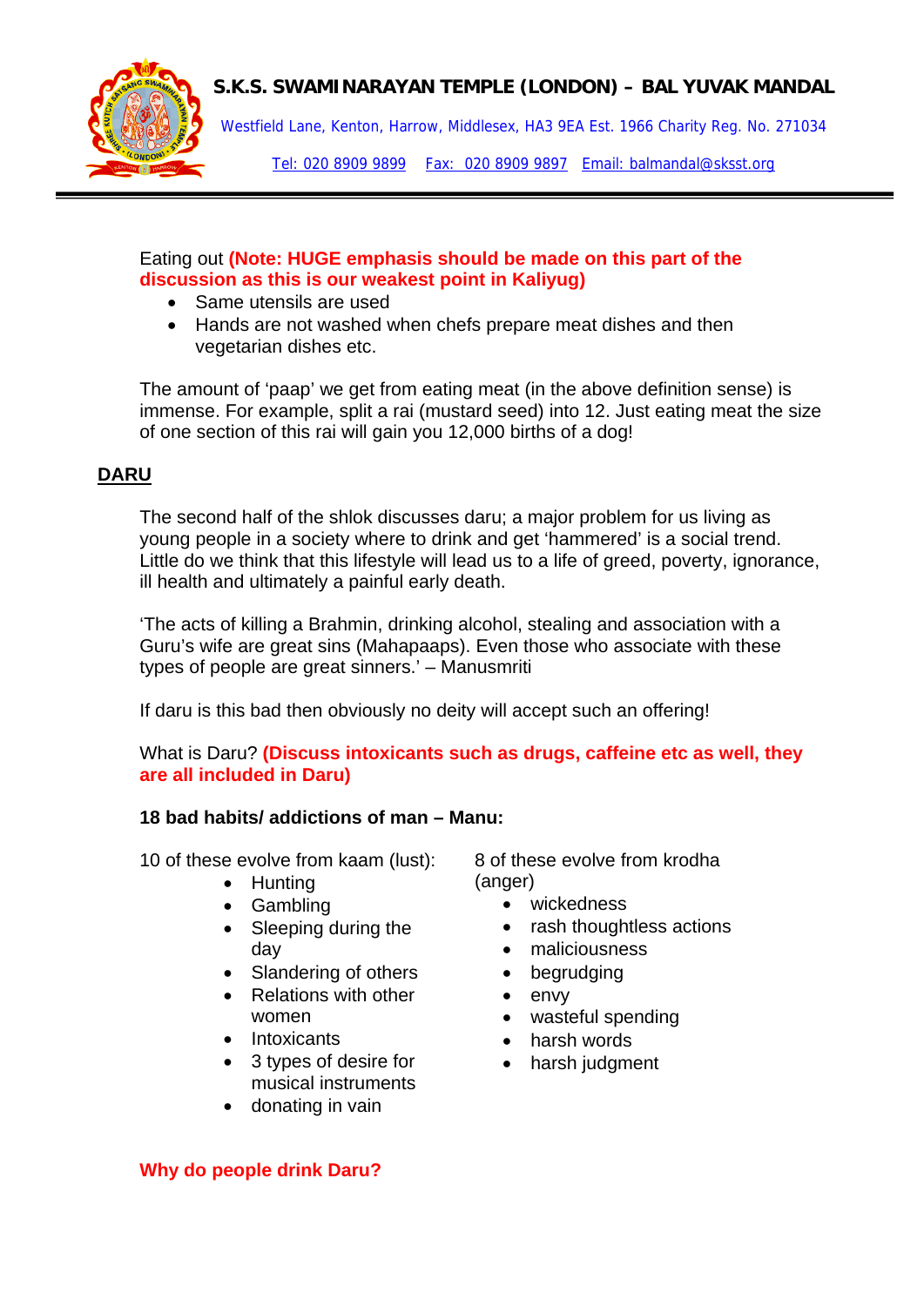Eating out **(Note: HUGE emphasis should be made on this part of the discussion as this is our weakest point in Kaliyug)**

- Same utensils are used
- Hands are not washed when chefs prepare meat dishes and then vegetarian dishes etc.

The amount of 'paap' we get from eating meat (in the above definition sense) is immense. For example, split a rai (mustard seed) into 12. Just eating meat the size of one section of this rai will gain you 12,000 births of a dog!

## DARU

The second half of the shlok discusses daru; a major problem for us living as young people in a society where to drink and get 'hammered' is a social trend. Little do we think that this lifestyle will lead us to a life of greed, poverty, ignorance, ill health and ultimately a painful early death.

'The acts of killing a Brahmin, drinking alcohol, stealing and association with a Guru's wife are great sins (Mahapaaps). Even those who associate with these types of people are great sinners.' – Manusmriti

If daru is this bad then obviously no deity will accept such an offering!

What is Daru? **(Discuss intoxicants such as drugs, caffeine etc as well, they are all included in Daru)**

**18 bad habits/ addictions of man – Manu:**

10 of these evolve from kaam (lust):

- Hunting
- Gambling
- Sleeping during the day
- Slandering of others
- Relations with other women
- Intoxicants
- 3 types of desire for musical instruments
- donating in vain

8 of these evolve from krodha (anger)

- wickedness
- rash thoughtless actions
- maliciousness
- begrudging
- envy
- wasteful spending
- harsh words
- harsh judgment

**Why do people drink Daru?**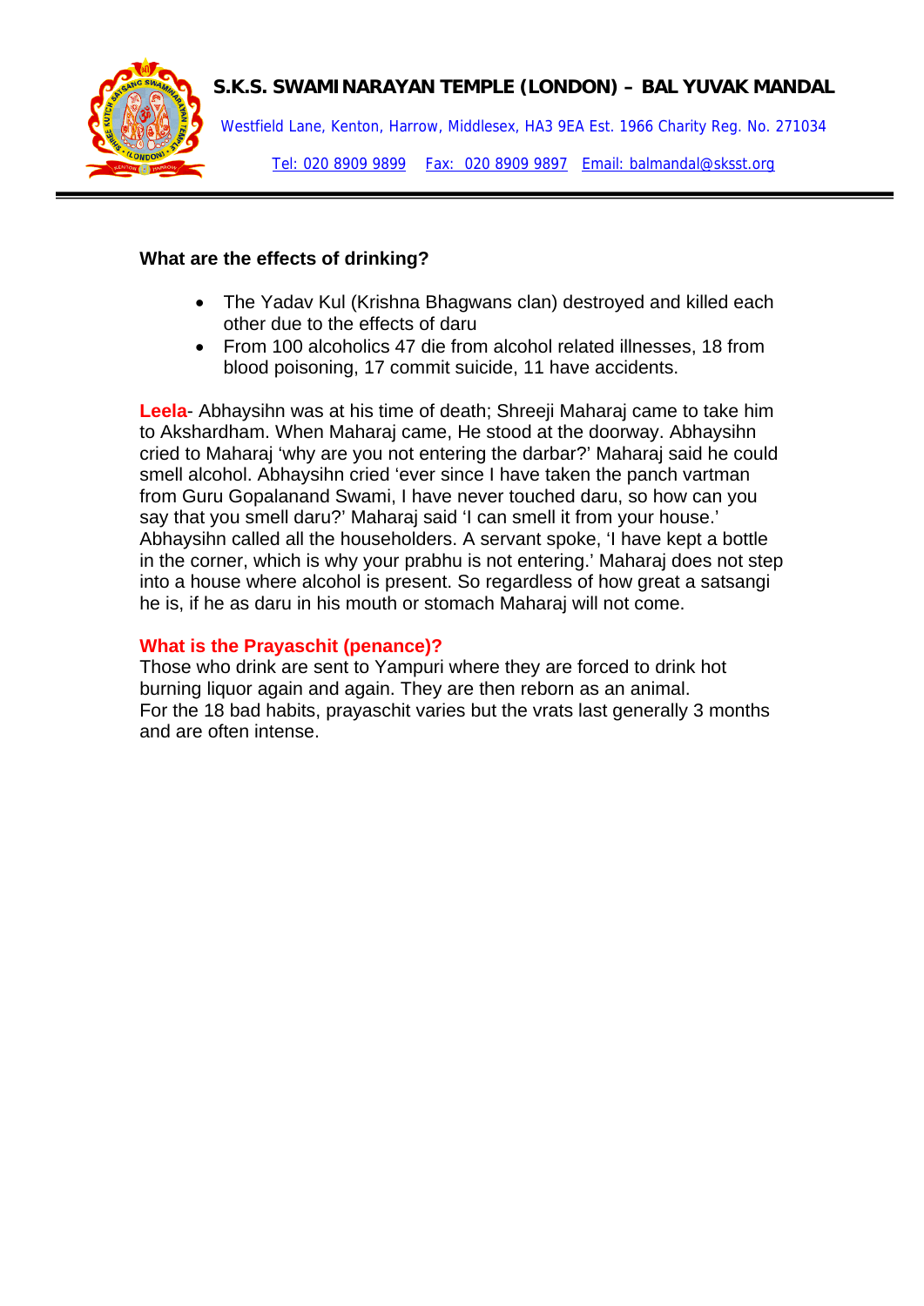**What are the effects of drinking?**

- The Yadav Kul (Krishna Bhagwans clan) destroyed and killed each other due to the effects of daru
- From 100 alcoholics 47 die from alcohol related illnesses, 18 from blood poisoning, 17 commit suicide, 11 have accidents.

**Leela**- Abhaysihn was at his time of death; Shreeji Maharaj came to take him to Akshardham. When Maharaj came, He stood at the doorway. Abhaysihn cried to Maharaj 'why are you not entering the darbar?' Maharaj said he could smell alcohol. Abhaysihn cried 'ever since I have taken the panch vartman from Guru Gopalanand Swami, I have never touched daru, so how can you say that you smell daru?' Maharaj said 'I can smell it from your house.' Abhaysihn called all the householders. A servant spoke, 'I have kept a bottle in the corner, which is why your prabhu is not entering.' Maharaj does not step into a house where alcohol is present. So regardless of how great a satsangi he is, if he as daru in his mouth or stomach Maharaj will not come.

**What is the Prayaschit (penance)?**

Those who drink are sent to Yampuri where they are forced to drink hot burning liquor again and again. They are then reborn as an animal.
For the 18 bad habits, prayaschit varies but the vrats last generally 3 months and are often intense.